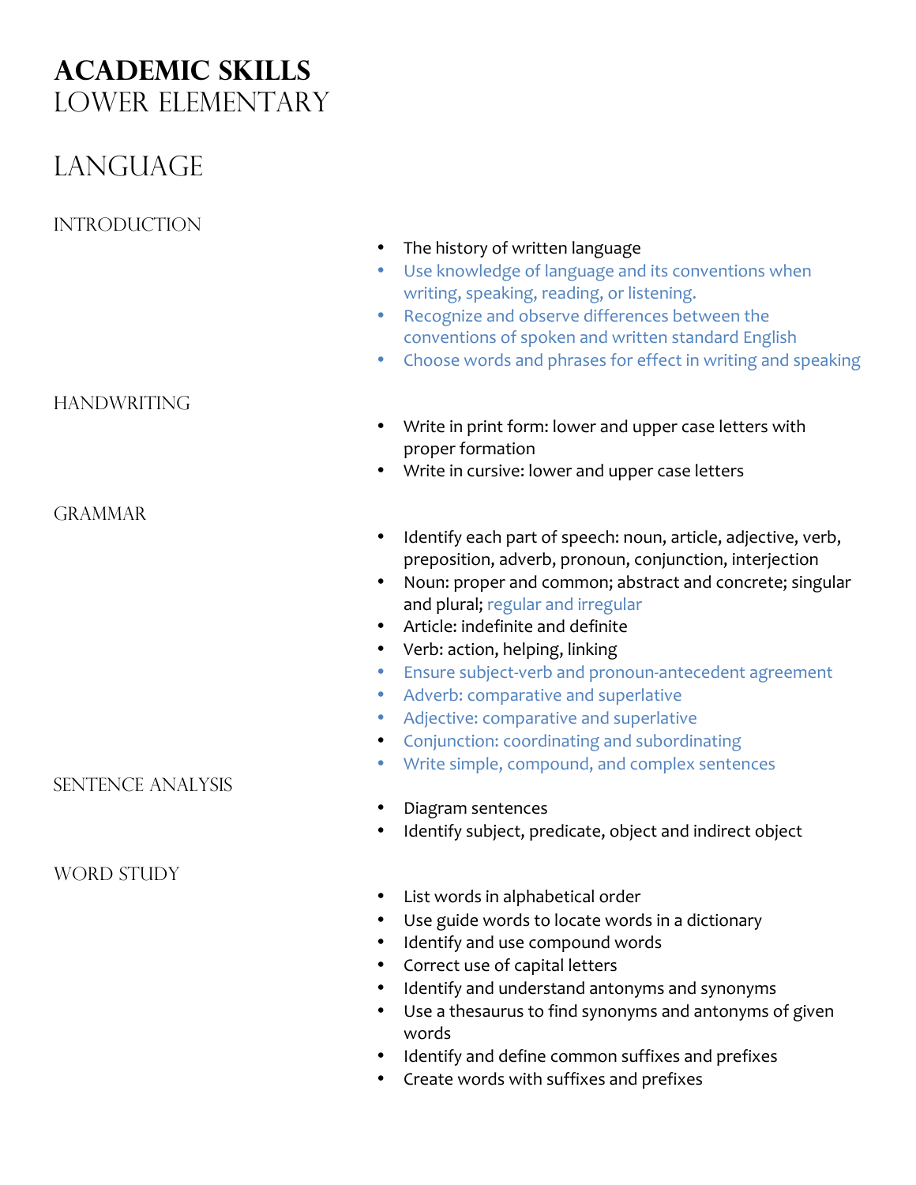# **ACADEMIC SKILLS**
# LOWER ELEMENTARY

## LANGUAGE

### INTRODUCTION

- The history of written language
- Use knowledge of language and its conventions when writing, speaking, reading, or listening.
- Recognize and observe differences between the conventions of spoken and written standard English
- Choose words and phrases for effect in writing and speaking

### HANDWRITING

- Write in print form: lower and upper case letters with proper formation
- Write in cursive: lower and upper case letters

### GRAMMAR

- Identify each part of speech: noun, article, adjective, verb, preposition, adverb, pronoun, conjunction, interjection
- Noun: proper and common; abstract and concrete; singular and plural; regular and irregular
- Article: indefinite and definite
- Verb: action, helping, linking
- Ensure subject-verb and pronoun-antecedent agreement
- Adverb: comparative and superlative
- Adjective: comparative and superlative
- Conjunction: coordinating and subordinating
- Write simple, compound, and complex sentences

### SENTENCE ANALYSIS

- Diagram sentences
- Identify subject, predicate, object and indirect object

### WORD STUDY

- List words in alphabetical order
- Use guide words to locate words in a dictionary
- Identify and use compound words
- Correct use of capital letters
- Identify and understand antonyms and synonyms
- Use a thesaurus to find synonyms and antonyms of given words
- Identify and define common suffixes and prefixes
- Create words with suffixes and prefixes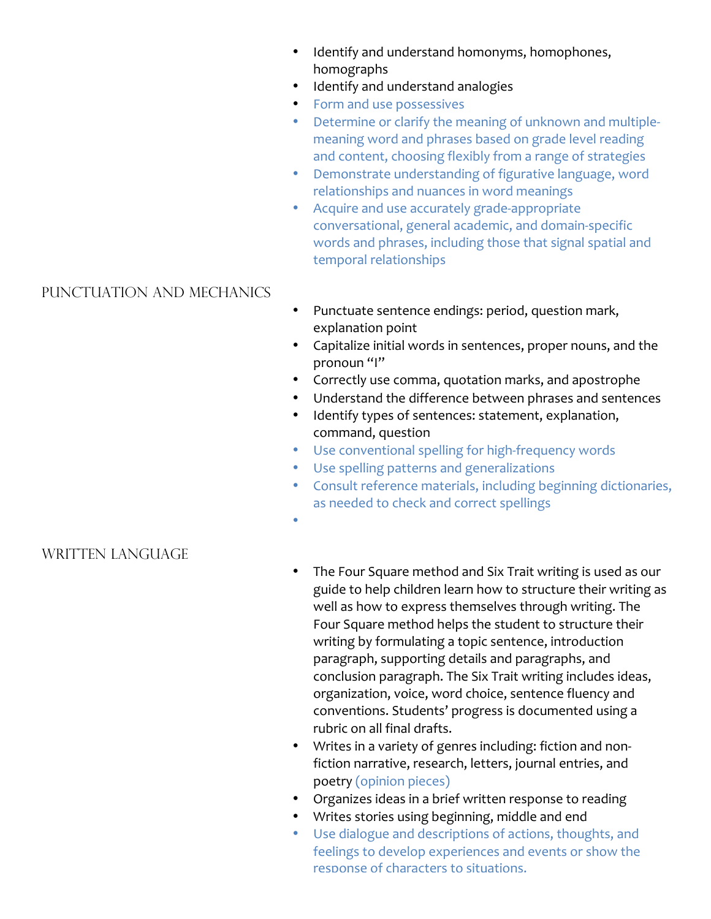- Identify and understand homonyms, homophones, homographs
- Identify and understand analogies
- Form and use possessives
- Determine or clarify the meaning of unknown and multiple-meaning word and phrases based on grade level reading and content, choosing flexibly from a range of strategies
- Demonstrate understanding of figurative language, word relationships and nuances in word meanings
- Acquire and use accurately grade-appropriate conversational, general academic, and domain-specific words and phrases, including those that signal spatial and temporal relationships

## Punctuation and Mechanics

- Punctuate sentence endings: period, question mark, explanation point
- Capitalize initial words in sentences, proper nouns, and the pronoun "I"
- Correctly use comma, quotation marks, and apostrophe
- Understand the difference between phrases and sentences
- Identify types of sentences: statement, explanation, command, question
- Use conventional spelling for high-frequency words
- Use spelling patterns and generalizations
- Consult reference materials, including beginning dictionaries, as needed to check and correct spellings
-

## Written Language

- The Four Square method and Six Trait writing is used as our guide to help children learn how to structure their writing as well as how to express themselves through writing. The Four Square method helps the student to structure their writing by formulating a topic sentence, introduction paragraph, supporting details and paragraphs, and conclusion paragraph. The Six Trait writing includes ideas, organization, voice, word choice, sentence fluency and conventions. Students' progress is documented using a rubric on all final drafts.
- Writes in a variety of genres including: fiction and non-fiction narrative, research, letters, journal entries, and poetry (opinion pieces)
- Organizes ideas in a brief written response to reading
- Writes stories using beginning, middle and end
- Use dialogue and descriptions of actions, thoughts, and feelings to develop experiences and events or show the response of characters to situations.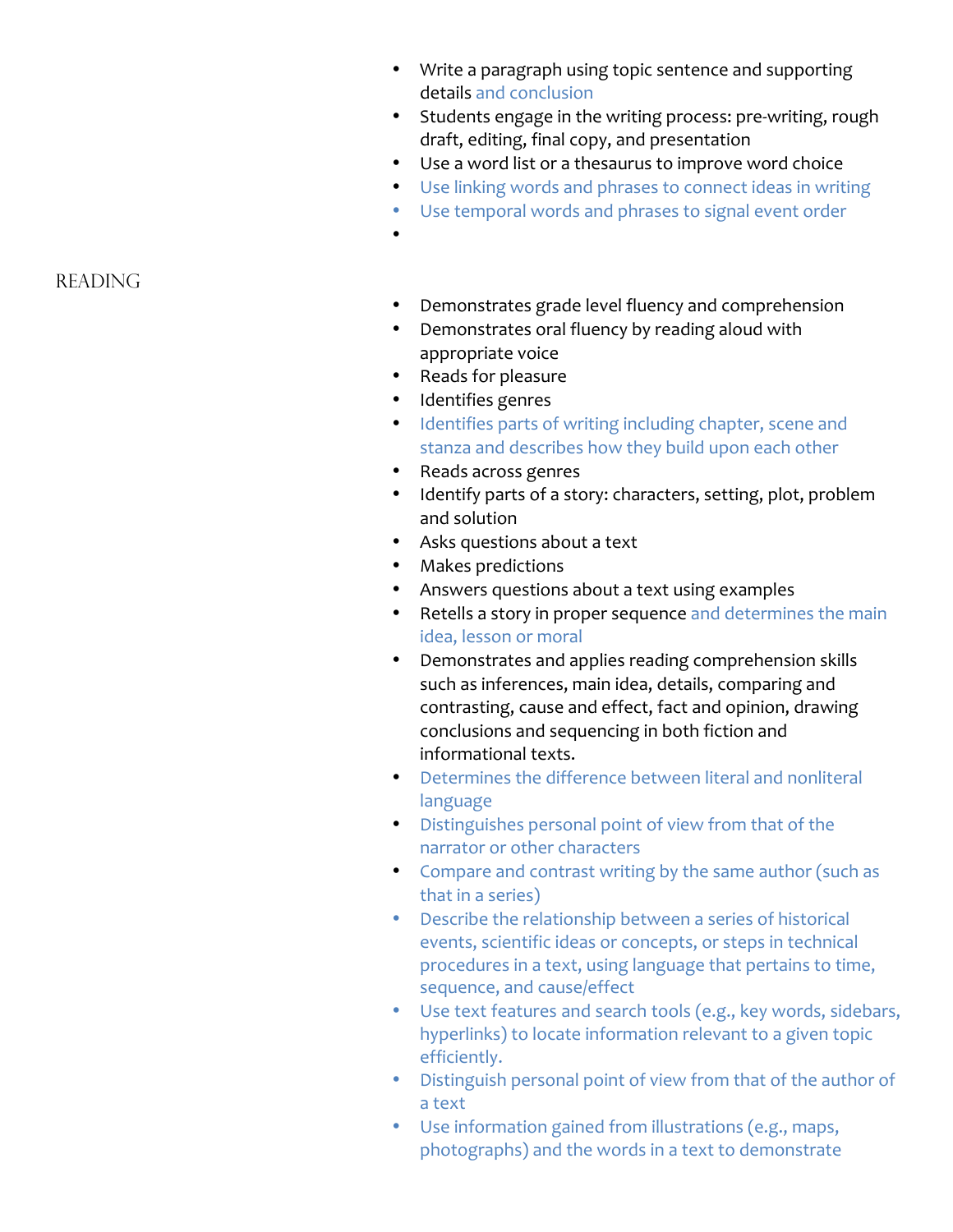- Write a paragraph using topic sentence and supporting details and conclusion
- Students engage in the writing process: pre-writing, rough draft, editing, final copy, and presentation
- Use a word list or a thesaurus to improve word choice
- Use linking words and phrases to connect ideas in writing
- Use temporal words and phrases to signal event order
- 

## READING

- Demonstrates grade level fluency and comprehension
- Demonstrates oral fluency by reading aloud with appropriate voice
- Reads for pleasure
- Identifies genres
- Identifies parts of writing including chapter, scene and stanza and describes how they build upon each other
- Reads across genres
- Identify parts of a story: characters, setting, plot, problem and solution
- Asks questions about a text
- Makes predictions
- Answers questions about a text using examples
- Retells a story in proper sequence and determines the main idea, lesson or moral
- Demonstrates and applies reading comprehension skills such as inferences, main idea, details, comparing and contrasting, cause and effect, fact and opinion, drawing conclusions and sequencing in both fiction and informational texts.
- Determines the difference between literal and nonliteral language
- Distinguishes personal point of view from that of the narrator or other characters
- Compare and contrast writing by the same author (such as that in a series)
- Describe the relationship between a series of historical events, scientific ideas or concepts, or steps in technical procedures in a text, using language that pertains to time, sequence, and cause/effect
- Use text features and search tools (e.g., key words, sidebars, hyperlinks) to locate information relevant to a given topic efficiently.
- Distinguish personal point of view from that of the author of a text
- Use information gained from illustrations (e.g., maps, photographs) and the words in a text to demonstrate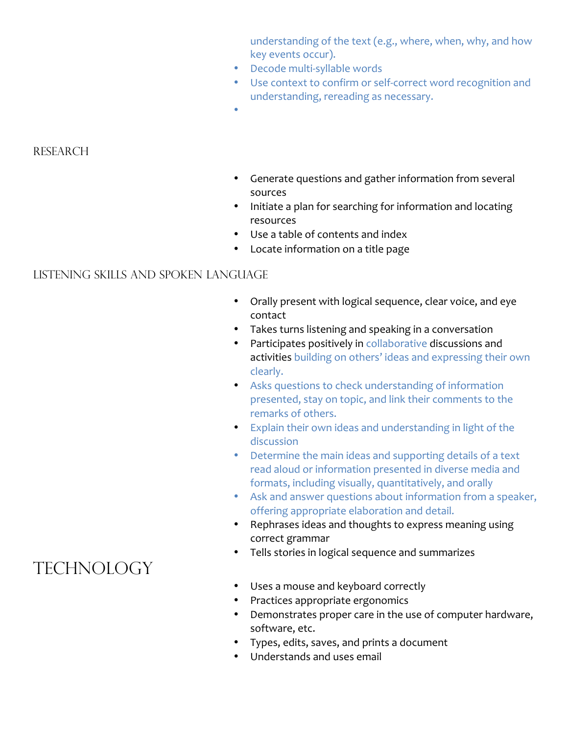understanding of the text (e.g., where, when, why, and how key events occur).

- Decode multi-syllable words
- Use context to confirm or self-correct word recognition and understanding, rereading as necessary.

## Research

- Generate questions and gather information from several sources
- Initiate a plan for searching for information and locating resources
- Use a table of contents and index
- Locate information on a title page

## Listening Skills and Spoken Language

- Orally present with logical sequence, clear voice, and eye contact
- Takes turns listening and speaking in a conversation
- Participates positively in collaborative discussions and activities building on others' ideas and expressing their own clearly.
- Asks questions to check understanding of information presented, stay on topic, and link their comments to the remarks of others.
- Explain their own ideas and understanding in light of the discussion
- Determine the main ideas and supporting details of a text read aloud or information presented in diverse media and formats, including visually, quantitatively, and orally
- Ask and answer questions about information from a speaker, offering appropriate elaboration and detail.
- Rephrases ideas and thoughts to express meaning using correct grammar
- Tells stories in logical sequence and summarizes

# Technology

- Uses a mouse and keyboard correctly
- Practices appropriate ergonomics
- Demonstrates proper care in the use of computer hardware, software, etc.
- Types, edits, saves, and prints a document
- Understands and uses email